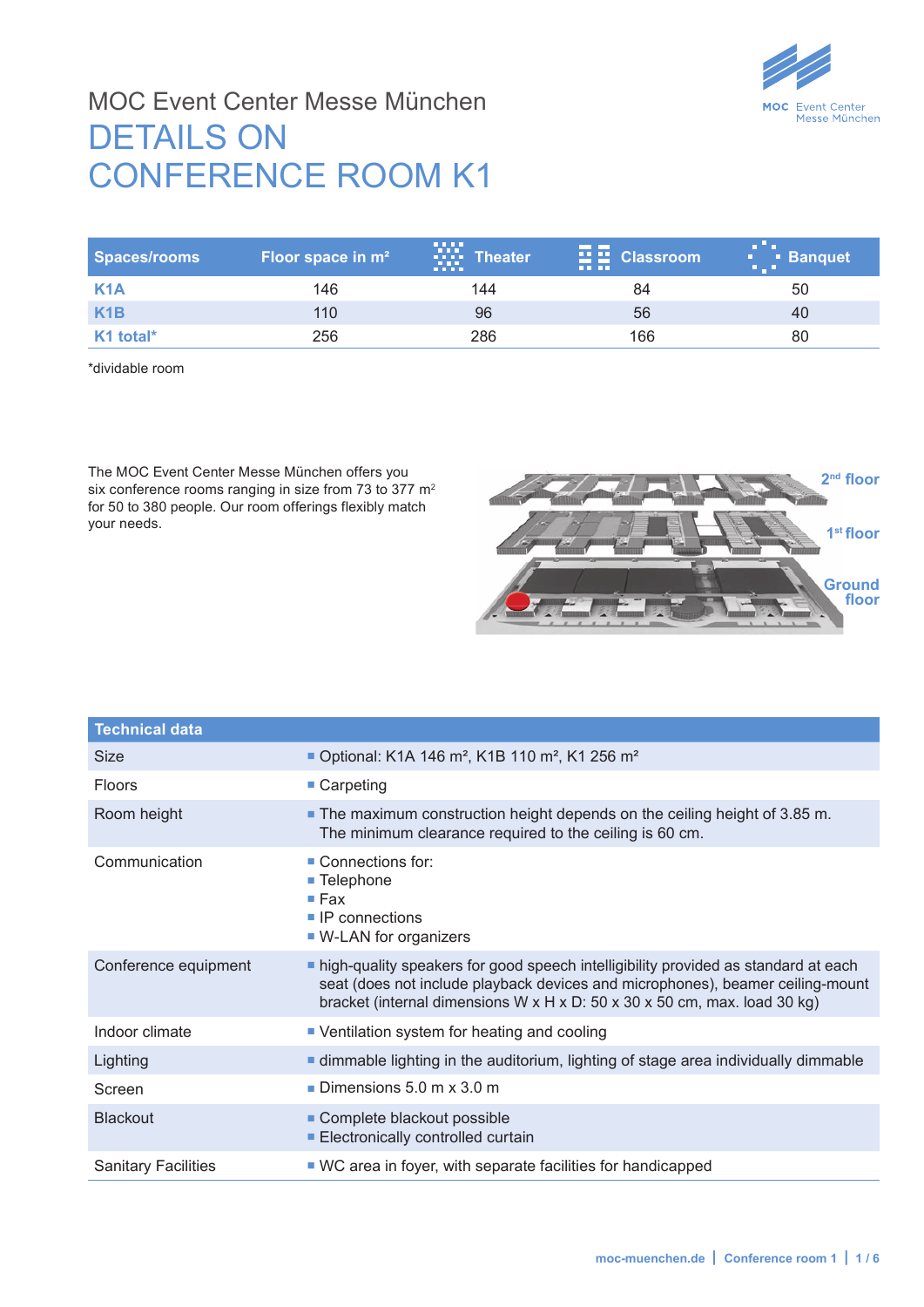MOC Event Center Messe München

# DETAILS ON CONFERENCE ROOM K1

| Spaces/rooms | Floor space in m² | Theater | Classroom | Banquet |
|---|---|---|---|---|
| **K1A** | 146 | 144 | 84 | 50 |
| **K1B** | 110 | 96 | 56 | 40 |
| **K1 total*** | 256 | 286 | 166 | 80 |

*dividable room

The MOC Event Center Messe München offers you six conference rooms ranging in size from 73 to 377 m² for 50 to 380 people. Our room offerings flexibly match your needs.

2nd floor

1st floor

Ground floor

| Technical data | |
|---|---|
| Size | ▪ Optional: K1A 146 m², K1B 110 m², K1 256 m² |
| Floors | ▪ Carpeting |
| Room height | ▪ The maximum construction height depends on the ceiling height of 3.85 m. The minimum clearance required to the ceiling is 60 cm. |
| Communication | ▪ Connections for:<br>▪ Telephone<br>▪ Fax<br>▪ IP connections<br>▪ W-LAN for organizers |
| Conference equipment | ▪ high-quality speakers for good speech intelligibility provided as standard at each seat (does not include playback devices and microphones), beamer ceiling-mount bracket (internal dimensions W x H x D: 50 x 30 x 50 cm, max. load 30 kg) |
| Indoor climate | ▪ Ventilation system for heating and cooling |
| Lighting | ▪ dimmable lighting in the auditorium, lighting of stage area individually dimmable |
| Screen | ▪ Dimensions 5.0 m x 3.0 m |
| Blackout | ▪ Complete blackout possible<br>▪ Electronically controlled curtain |
| Sanitary Facilities | ▪ WC area in foyer, with separate facilities for handicapped |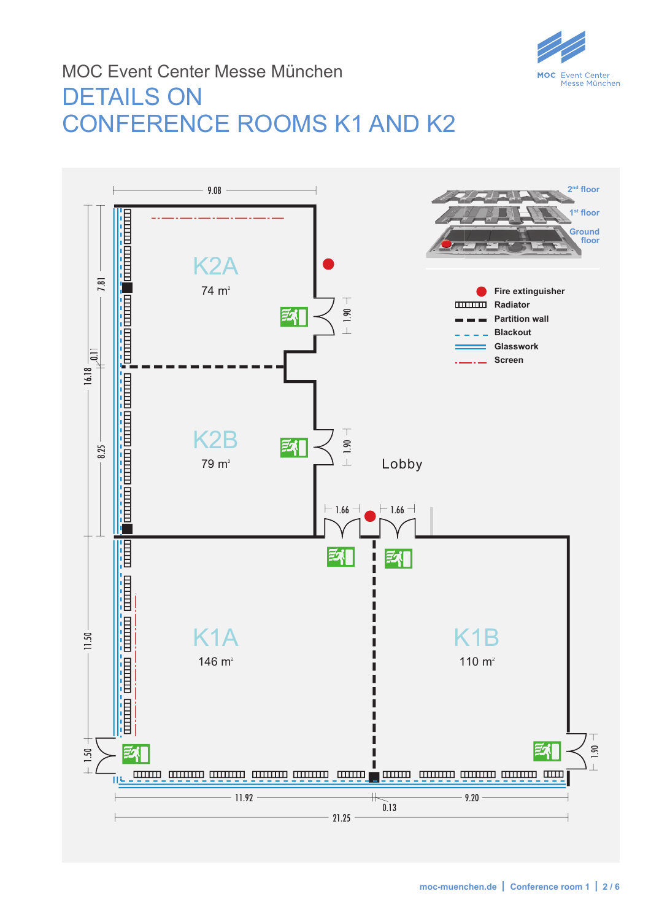MOC Event Center Messe München

# DETAILS ON CONFERENCE ROOMS K1 AND K2

K2A
74 m²

K2B
79 m²

K1A
146 m²

K1B
110 m²

Lobby

9.08

7.81

0.11

16.18

8.25

11.50

1.50

1.90

1.90

1.66

1.66

1.90

11.92

0.13

9.20

21.25

2nd floor

1st floor

Ground floor

- Fire extinguisher
- Radiator
- Partition wall
- Blackout
- Glasswork
- Screen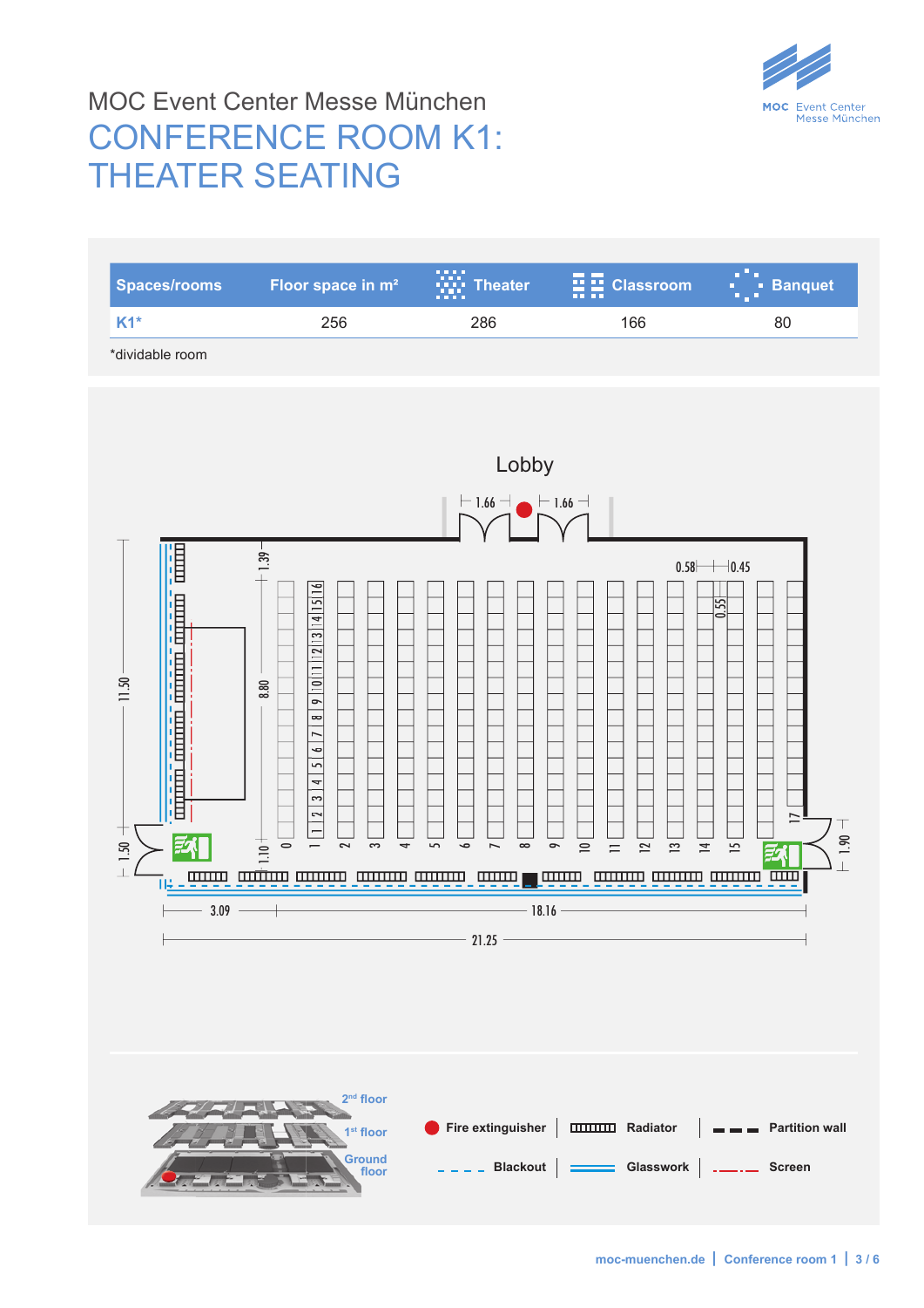MOC Event Center Messe München

# CONFERENCE ROOM K1: THEATER SEATING

| Spaces/rooms | Floor space in m² | Theater | Classroom | Banquet |
| --- | --- | --- | --- | --- |
| K1* | 256 | 286 | 166 | 80 |

*dividable room

Lobby

1.66 1.66

0.58 0.45 0.55

1.39 8.80 1.10

11.50 1.50 1.90

3.09 18.16

21.25

2nd floor

1st floor

Ground floor

Fire extinguisher | Radiator | Partition wall

Blackout | Glasswork | Screen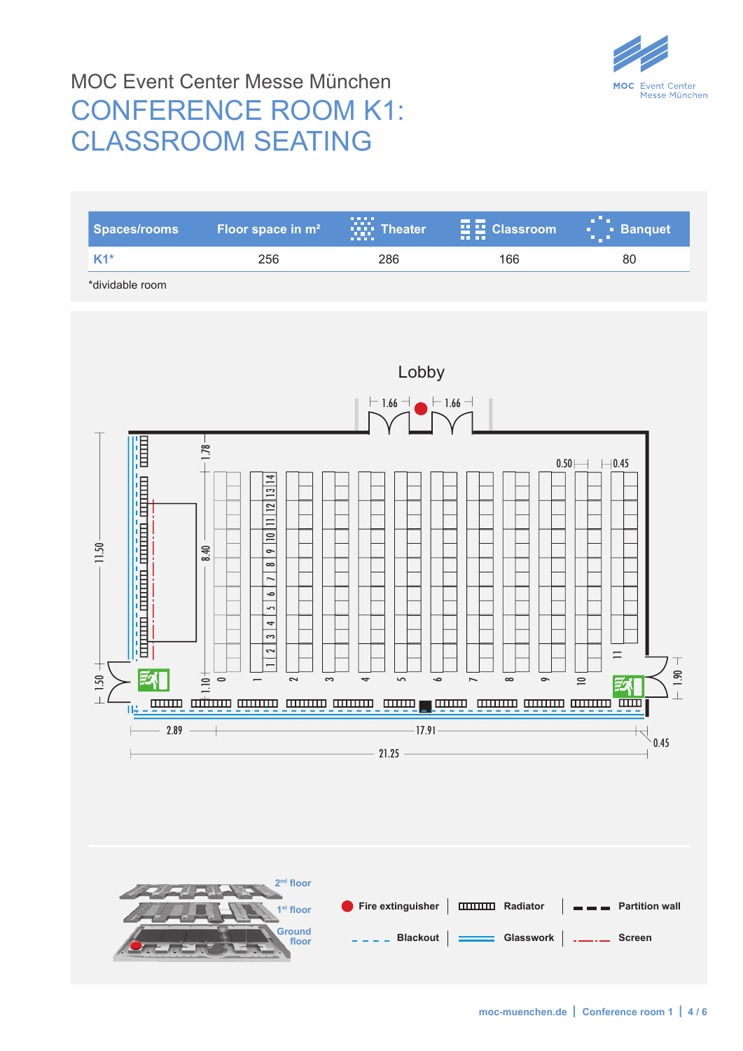MOC Event Center Messe München

# CONFERENCE ROOM K1: CLASSROOM SEATING

| Spaces/rooms | Floor space in m² | Theater | Classroom | Banquet |
|---|---|---|---|---|
| K1* | 256 | 286 | 166 | 80 |

*dividable room

Lobby

2nd floor

1st floor

Ground floor

Fire extinguisher | Radiator | Partition wall

Blackout | Glasswork | Screen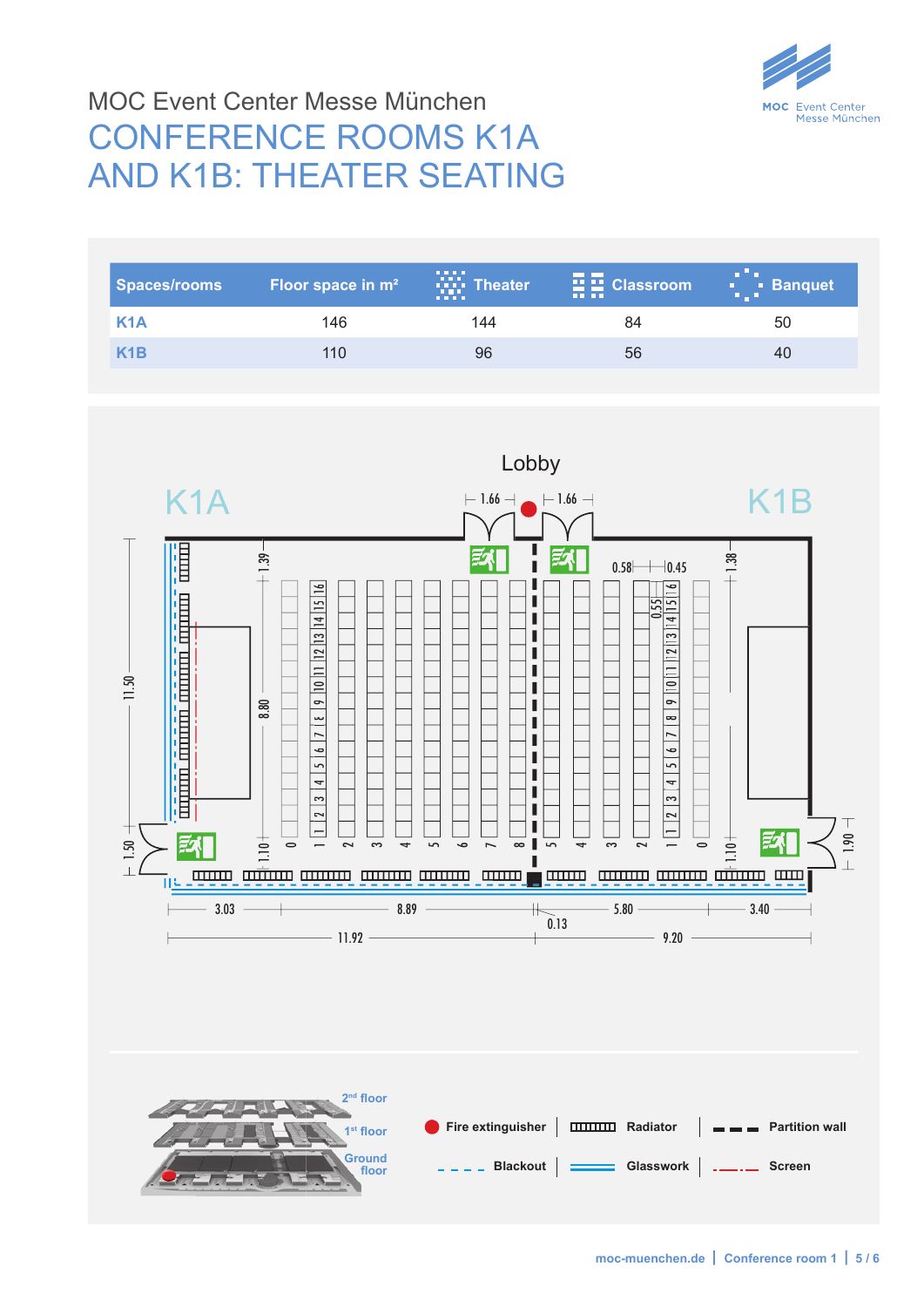MOC Event Center Messe München

# CONFERENCE ROOMS K1A AND K1B: THEATER SEATING

| Spaces/rooms | Floor space in m² | Theater | Classroom | Banquet |
|---|---|---|---|---|
| K1A | 146 | 144 | 84 | 50 |
| K1B | 110 | 96 | 56 | 40 |

Lobby

K1A

K1B

2nd floor

1st floor

Ground floor

Fire extinguisher | Radiator | Partition wall

Blackout | Glasswork | Screen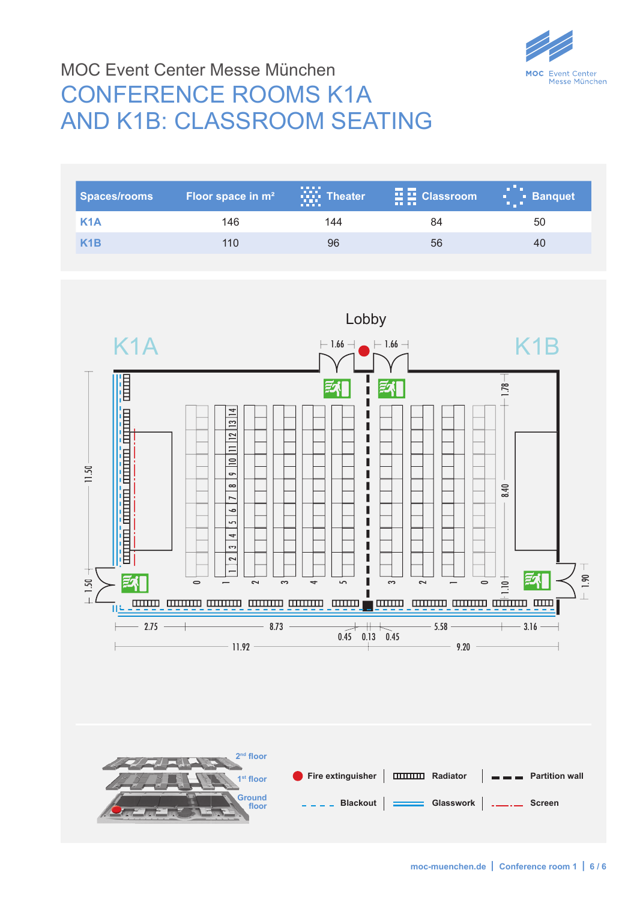MOC Event Center Messe München

# CONFERENCE ROOMS K1A AND K1B: CLASSROOM SEATING

| Spaces/rooms | Floor space in m² | Theater | Classroom | Banquet |
|---|---|---|---|---|
| K1A | 146 | 144 | 84 | 50 |
| K1B | 110 | 96 | 56 | 40 |

Lobby

K1A

K1B

1.66 1.66

1.78

8.40

1.10

1.90

11.50

1.50

1 2 3 4 5 6 7 8 9 10 11 12 13 14

0 1 2 3 4 5 3 2 1 0

2.75 8.73 5.58 3.16

0.45 0.13 0.45

11.92 9.20

2nd floor

1st floor

Ground floor

Fire extinguisher | Radiator | Partition wall

Blackout | Glasswork | Screen